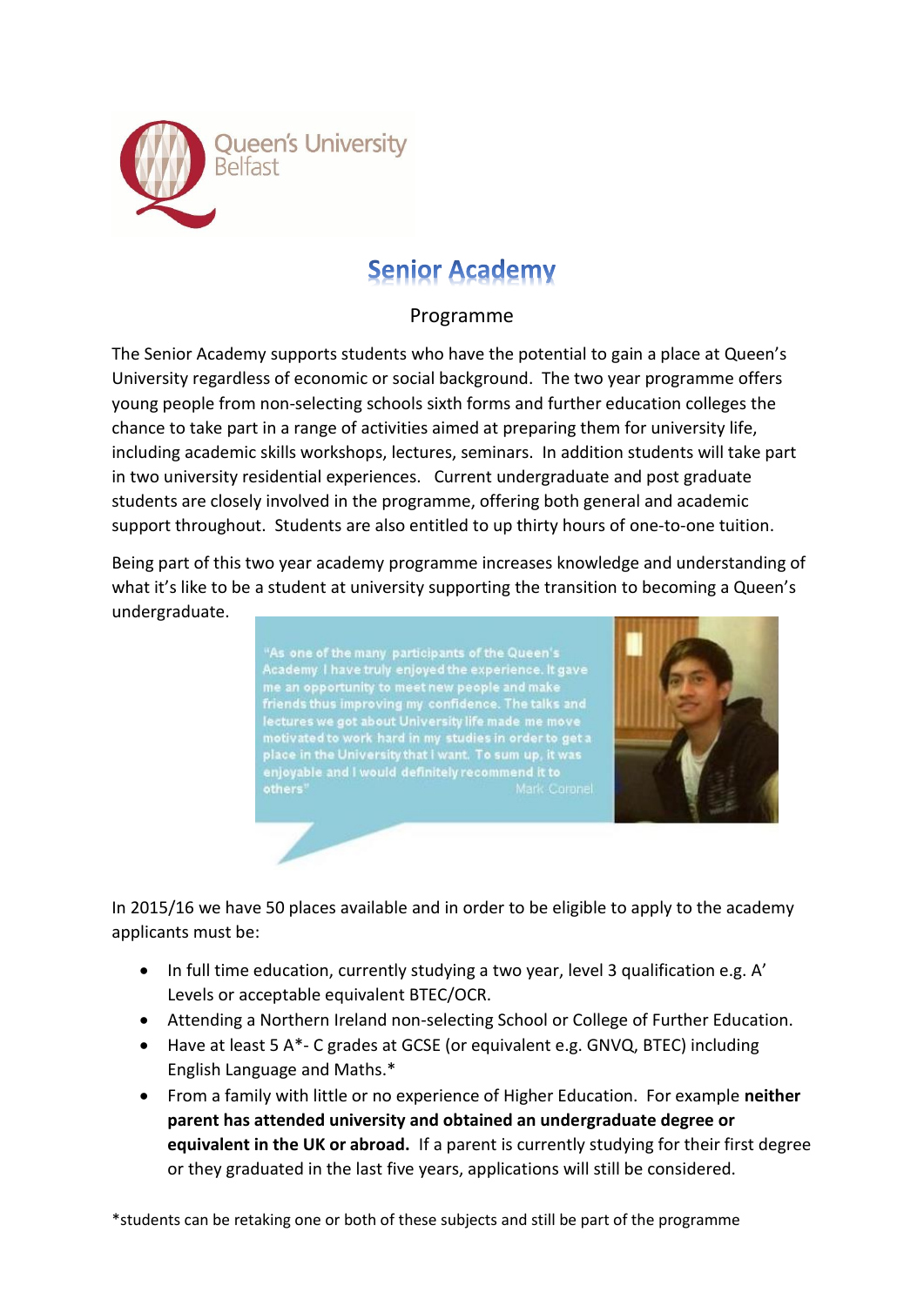# Senior Academy

## Programme

The Senior Academy supports students who have the potential to gain a place at Queen's University regardless of economic or social background. The two year programme offers young people from non-selecting schools sixth forms and further education colleges the chance to take part in a range of activities aimed at preparing them for university life, including academic skills workshops, lectures, seminars. In addition students will take part in two university residential experiences. Current undergraduate and post graduate students are closely involved in the programme, offering both general and academic support throughout. Students are also entitled to up thirty hours of one-to-one tuition.

Being part of this two year academy programme increases knowledge and understanding of what it's like to be a student at university supporting the transition to becoming a Queen's undergraduate.

"As one of the many participants of the Queen's Academy I have truly enjoyed the experience. It gave me an opportunity to meet new people and make friends thus improving my confidence. The talks and lectures we got about University life made me move motivated to work hard in my studies in order to get a place in the University that I want. To sum up, it was enjoyable and I would definitely recommend it to others" Mark Coronel

In 2015/16 we have 50 places available and in order to be eligible to apply to the academy applicants must be:

- In full time education, currently studying a two year, level 3 qualification e.g. A' Levels or acceptable equivalent BTEC/OCR.
- Attending a Northern Ireland non-selecting School or College of Further Education.
- Have at least 5 A*- C grades at GCSE (or equivalent e.g. GNVQ, BTEC) including English Language and Maths.*
- From a family with little or no experience of Higher Education. For example **neither parent has attended university and obtained an undergraduate degree or equivalent in the UK or abroad.** If a parent is currently studying for their first degree or they graduated in the last five years, applications will still be considered.

*students can be retaking one or both of these subjects and still be part of the programme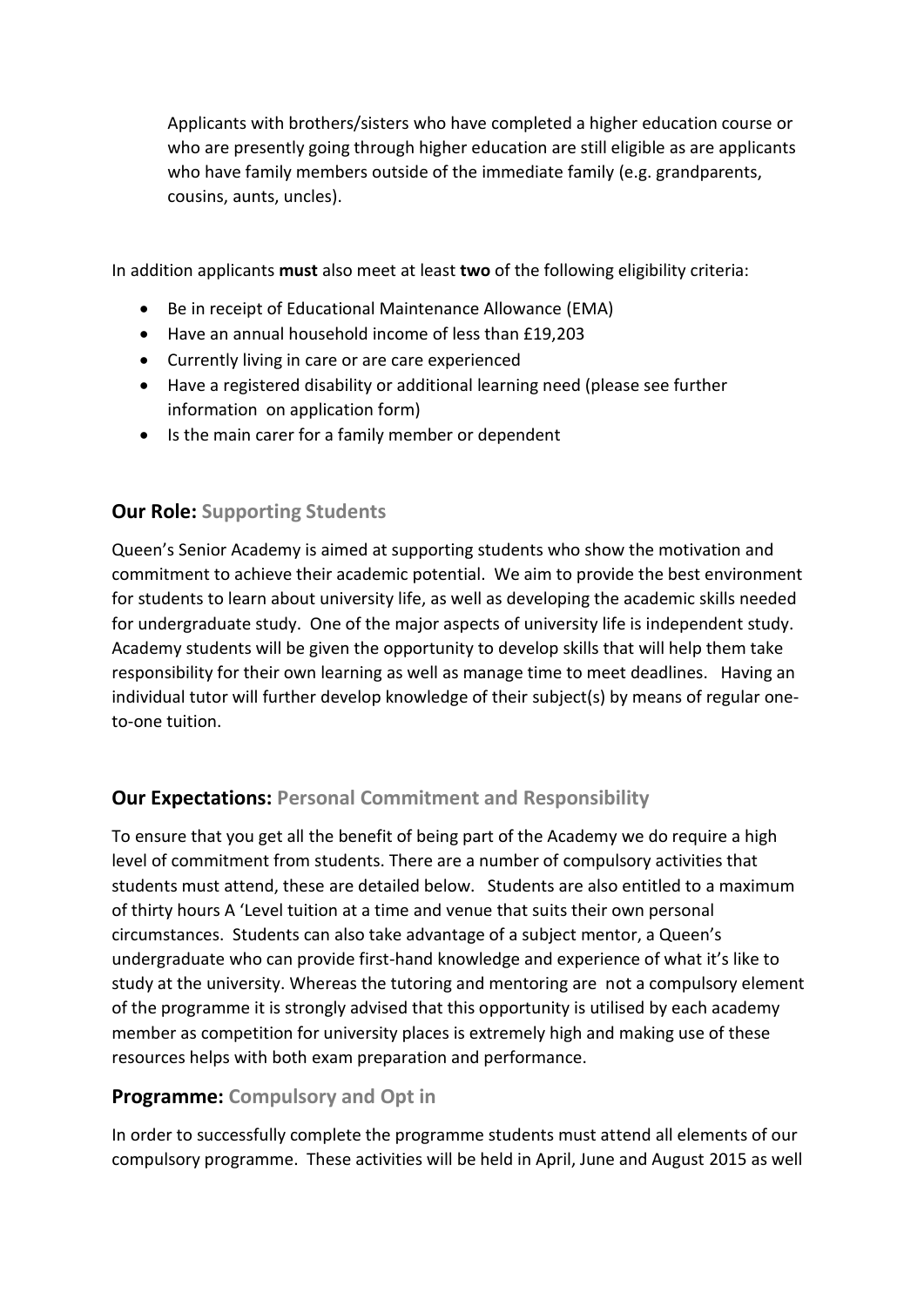Applicants with brothers/sisters who have completed a higher education course or who are presently going through higher education are still eligible as are applicants who have family members outside of the immediate family (e.g. grandparents, cousins, aunts, uncles).

In addition applicants **must** also meet at least **two** of the following eligibility criteria:

- Be in receipt of Educational Maintenance Allowance (EMA)
- Have an annual household income of less than £19,203
- Currently living in care or are care experienced
- Have a registered disability or additional learning need (please see further information on application form)
- Is the main carer for a family member or dependent

## Our Role: Supporting Students

Queen's Senior Academy is aimed at supporting students who show the motivation and commitment to achieve their academic potential. We aim to provide the best environment for students to learn about university life, as well as developing the academic skills needed for undergraduate study. One of the major aspects of university life is independent study. Academy students will be given the opportunity to develop skills that will help them take responsibility for their own learning as well as manage time to meet deadlines. Having an individual tutor will further develop knowledge of their subject(s) by means of regular one-to-one tuition.

## Our Expectations: Personal Commitment and Responsibility

To ensure that you get all the benefit of being part of the Academy we do require a high level of commitment from students. There are a number of compulsory activities that students must attend, these are detailed below. Students are also entitled to a maximum of thirty hours A 'Level tuition at a time and venue that suits their own personal circumstances. Students can also take advantage of a subject mentor, a Queen's undergraduate who can provide first-hand knowledge and experience of what it's like to study at the university. Whereas the tutoring and mentoring are not a compulsory element of the programme it is strongly advised that this opportunity is utilised by each academy member as competition for university places is extremely high and making use of these resources helps with both exam preparation and performance.

## Programme: Compulsory and Opt in

In order to successfully complete the programme students must attend all elements of our compulsory programme. These activities will be held in April, June and August 2015 as well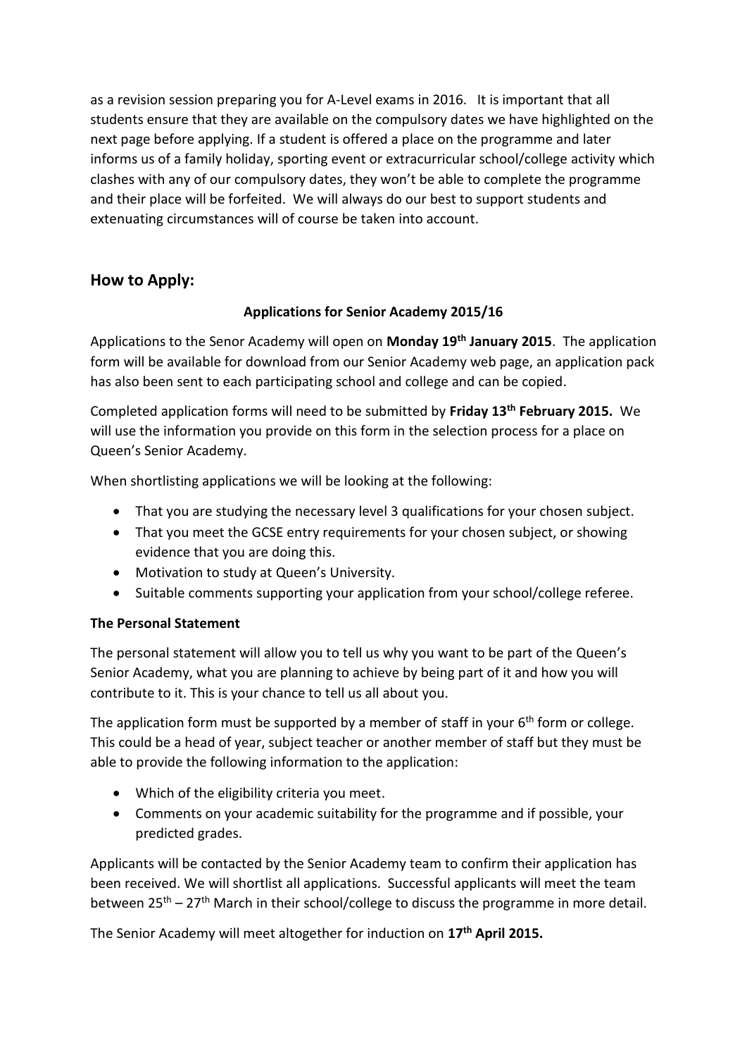as a revision session preparing you for A-Level exams in 2016. It is important that all students ensure that they are available on the compulsory dates we have highlighted on the next page before applying. If a student is offered a place on the programme and later informs us of a family holiday, sporting event or extracurricular school/college activity which clashes with any of our compulsory dates, they won't be able to complete the programme and their place will be forfeited. We will always do our best to support students and extenuating circumstances will of course be taken into account.

## How to Apply:

**Applications for Senior Academy 2015/16**

Applications to the Senor Academy will open on **Monday 19th January 2015**. The application form will be available for download from our Senior Academy web page, an application pack has also been sent to each participating school and college and can be copied.

Completed application forms will need to be submitted by **Friday 13th February 2015.** We will use the information you provide on this form in the selection process for a place on Queen's Senior Academy.

When shortlisting applications we will be looking at the following:

- That you are studying the necessary level 3 qualifications for your chosen subject.
- That you meet the GCSE entry requirements for your chosen subject, or showing evidence that you are doing this.
- Motivation to study at Queen's University.
- Suitable comments supporting your application from your school/college referee.

**The Personal Statement**

The personal statement will allow you to tell us why you want to be part of the Queen's Senior Academy, what you are planning to achieve by being part of it and how you will contribute to it. This is your chance to tell us all about you.

The application form must be supported by a member of staff in your 6th form or college. This could be a head of year, subject teacher or another member of staff but they must be able to provide the following information to the application:

- Which of the eligibility criteria you meet.
- Comments on your academic suitability for the programme and if possible, your predicted grades.

Applicants will be contacted by the Senior Academy team to confirm their application has been received. We will shortlist all applications. Successful applicants will meet the team between 25th – 27th March in their school/college to discuss the programme in more detail.

The Senior Academy will meet altogether for induction on **17th April 2015.**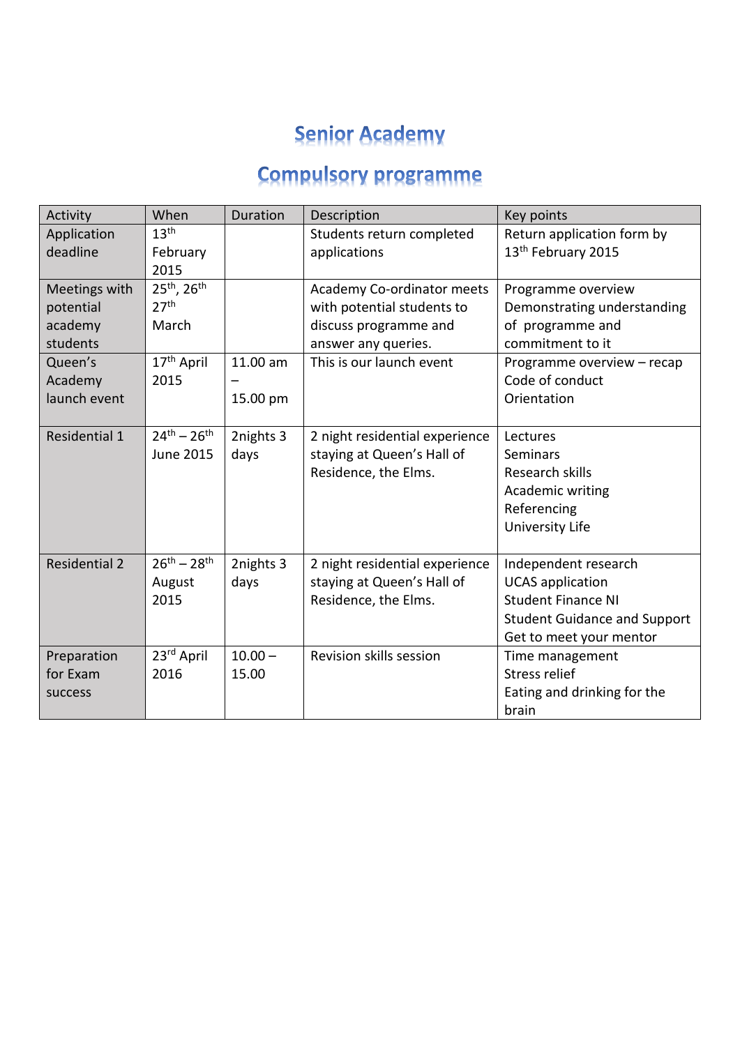# Senior Academy

## Compulsory programme

| Activity | When | Duration | Description | Key points |
|---|---|---|---|---|
| Application deadline | 13th February 2015 | | Students return completed applications | Return application form by 13th February 2015 |
| Meetings with potential academy students | 25th, 26th 27th March | | Academy Co-ordinator meets with potential students to discuss programme and answer any queries. | Programme overview<br>Demonstrating understanding of programme and commitment to it |
| Queen's Academy launch event | 17th April 2015 | 11.00 am – 15.00 pm | This is our launch event | Programme overview – recap<br>Code of conduct<br>Orientation |
| Residential 1 | 24th – 26th June 2015 | 2nights 3 days | 2 night residential experience staying at Queen's Hall of Residence, the Elms. | Lectures<br>Seminars<br>Research skills<br>Academic writing<br>Referencing<br>University Life |
| Residential 2 | 26th – 28th August 2015 | 2nights 3 days | 2 night residential experience staying at Queen's Hall of Residence, the Elms. | Independent research<br>UCAS application<br>Student Finance NI<br>Student Guidance and Support<br>Get to meet your mentor |
| Preparation for Exam success | 23rd April 2016 | 10.00 – 15.00 | Revision skills session | Time management<br>Stress relief<br>Eating and drinking for the brain |